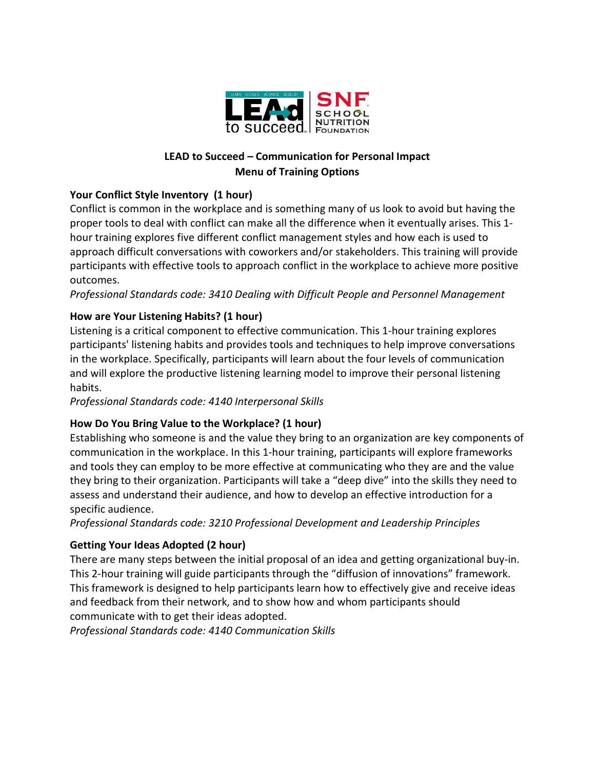# LEAD to Succeed – Communication for Personal Impact
## Menu of Training Options

### Your Conflict Style Inventory (1 hour)

Conflict is common in the workplace and is something many of us look to avoid but having the proper tools to deal with conflict can make all the difference when it eventually arises. This 1-hour training explores five different conflict management styles and how each is used to approach difficult conversations with coworkers and/or stakeholders. This training will provide participants with effective tools to approach conflict in the workplace to achieve more positive outcomes.

*Professional Standards code: 3410 Dealing with Difficult People and Personnel Management*

### How are Your Listening Habits? (1 hour)

Listening is a critical component to effective communication. This 1-hour training explores participants' listening habits and provides tools and techniques to help improve conversations in the workplace. Specifically, participants will learn about the four levels of communication and will explore the productive listening learning model to improve their personal listening habits.

*Professional Standards code: 4140 Interpersonal Skills*

### How Do You Bring Value to the Workplace? (1 hour)

Establishing who someone is and the value they bring to an organization are key components of communication in the workplace. In this 1-hour training, participants will explore frameworks and tools they can employ to be more effective at communicating who they are and the value they bring to their organization. Participants will take a "deep dive" into the skills they need to assess and understand their audience, and how to develop an effective introduction for a specific audience.

*Professional Standards code: 3210 Professional Development and Leadership Principles*

### Getting Your Ideas Adopted (2 hour)

There are many steps between the initial proposal of an idea and getting organizational buy-in. This 2-hour training will guide participants through the "diffusion of innovations" framework. This framework is designed to help participants learn how to effectively give and receive ideas and feedback from their network, and to show how and whom participants should communicate with to get their ideas adopted.

*Professional Standards code: 4140 Communication Skills*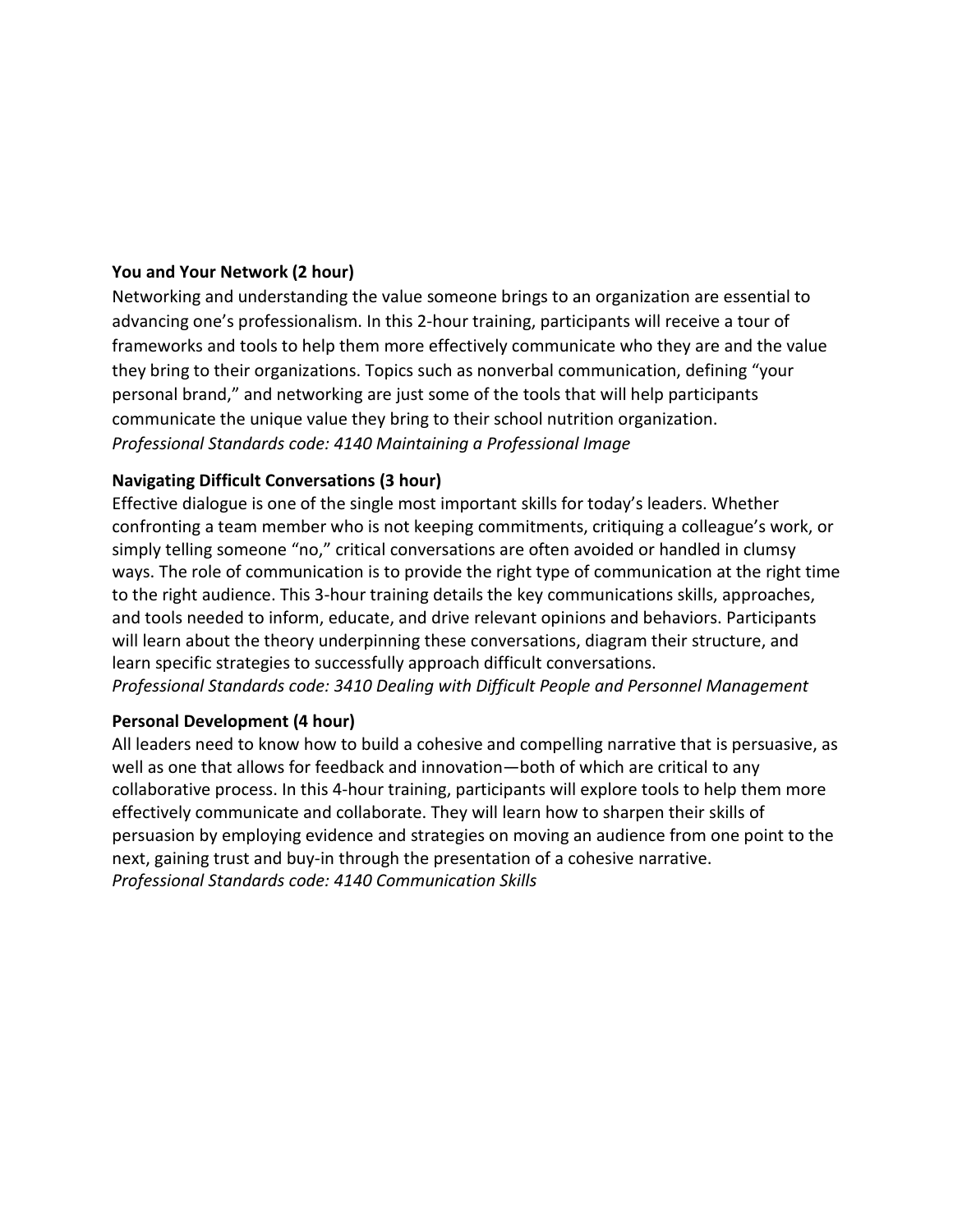**You and Your Network (2 hour)**

Networking and understanding the value someone brings to an organization are essential to advancing one's professionalism. In this 2-hour training, participants will receive a tour of frameworks and tools to help them more effectively communicate who they are and the value they bring to their organizations. Topics such as nonverbal communication, defining "your personal brand," and networking are just some of the tools that will help participants communicate the unique value they bring to their school nutrition organization.
*Professional Standards code: 4140 Maintaining a Professional Image*

**Navigating Difficult Conversations (3 hour)**

Effective dialogue is one of the single most important skills for today's leaders. Whether confronting a team member who is not keeping commitments, critiquing a colleague's work, or simply telling someone "no," critical conversations are often avoided or handled in clumsy ways. The role of communication is to provide the right type of communication at the right time to the right audience. This 3-hour training details the key communications skills, approaches, and tools needed to inform, educate, and drive relevant opinions and behaviors. Participants will learn about the theory underpinning these conversations, diagram their structure, and learn specific strategies to successfully approach difficult conversations.
*Professional Standards code: 3410 Dealing with Difficult People and Personnel Management*

**Personal Development (4 hour)**

All leaders need to know how to build a cohesive and compelling narrative that is persuasive, as well as one that allows for feedback and innovation—both of which are critical to any collaborative process. In this 4-hour training, participants will explore tools to help them more effectively communicate and collaborate. They will learn how to sharpen their skills of persuasion by employing evidence and strategies on moving an audience from one point to the next, gaining trust and buy-in through the presentation of a cohesive narrative.
*Professional Standards code: 4140 Communication Skills*